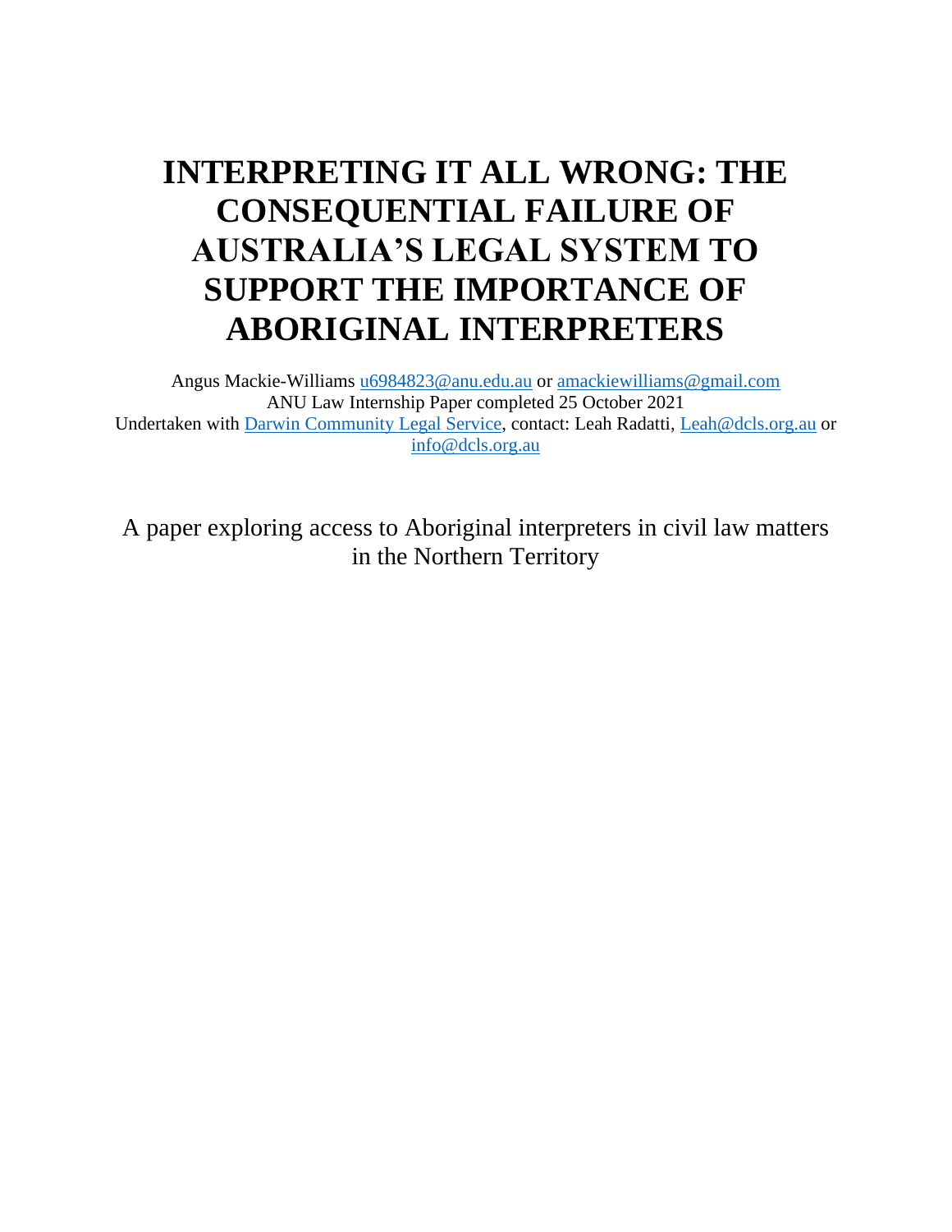# INTERPRETING IT ALL WRONG: THE CONSEQUENTIAL FAILURE OF AUSTRALIA'S LEGAL SYSTEM TO SUPPORT THE IMPORTANCE OF ABORIGINAL INTERPRETERS

Angus Mackie-Williams u6984823@anu.edu.au or amackiewilliams@gmail.com
ANU Law Internship Paper completed 25 October 2021
Undertaken with Darwin Community Legal Service, contact: Leah Radatti, Leah@dcls.org.au or info@dcls.org.au

A paper exploring access to Aboriginal interpreters in civil law matters in the Northern Territory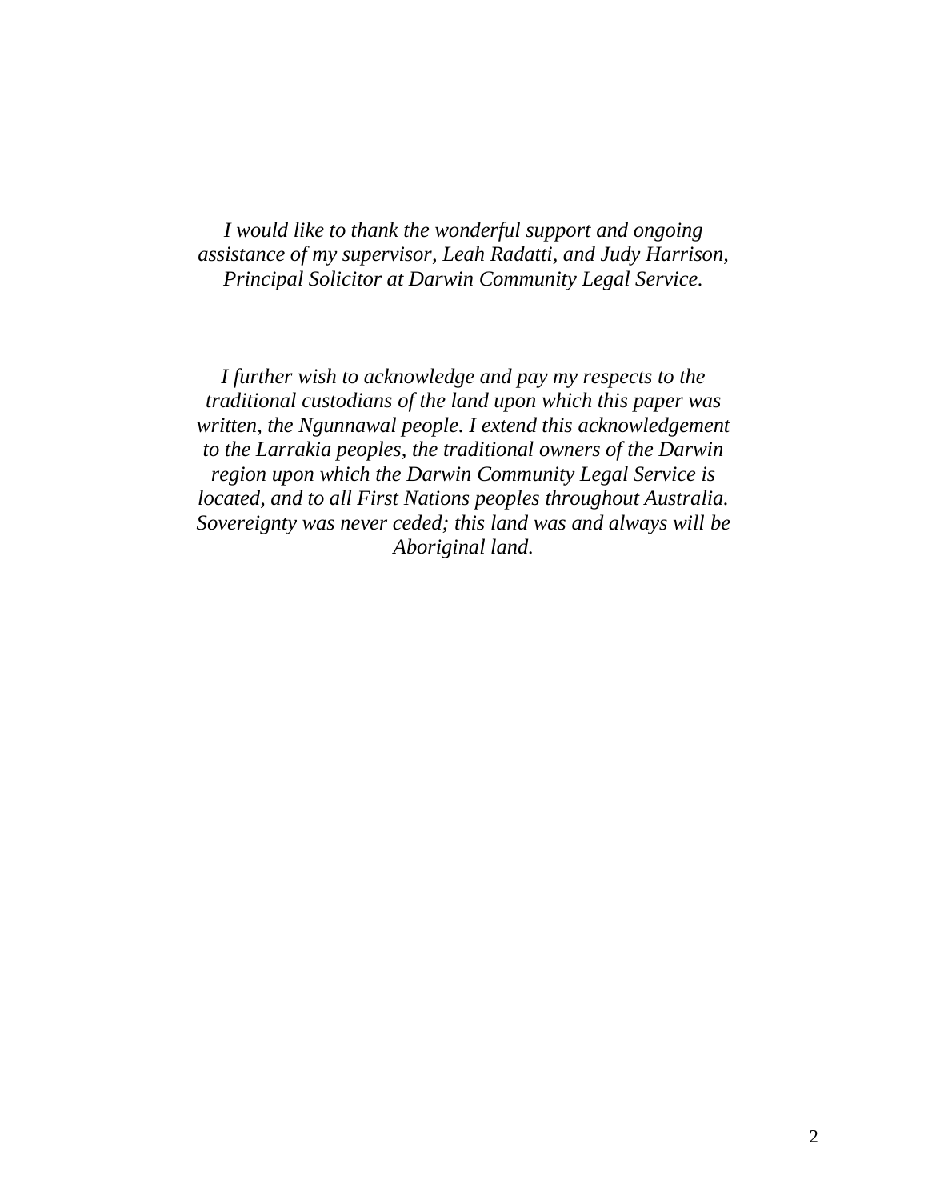*I would like to thank the wonderful support and ongoing assistance of my supervisor, Leah Radatti, and Judy Harrison, Principal Solicitor at Darwin Community Legal Service.*

*I further wish to acknowledge and pay my respects to the traditional custodians of the land upon which this paper was written, the Ngunnawal people. I extend this acknowledgement to the Larrakia peoples, the traditional owners of the Darwin region upon which the Darwin Community Legal Service is located, and to all First Nations peoples throughout Australia. Sovereignty was never ceded; this land was and always will be Aboriginal land.*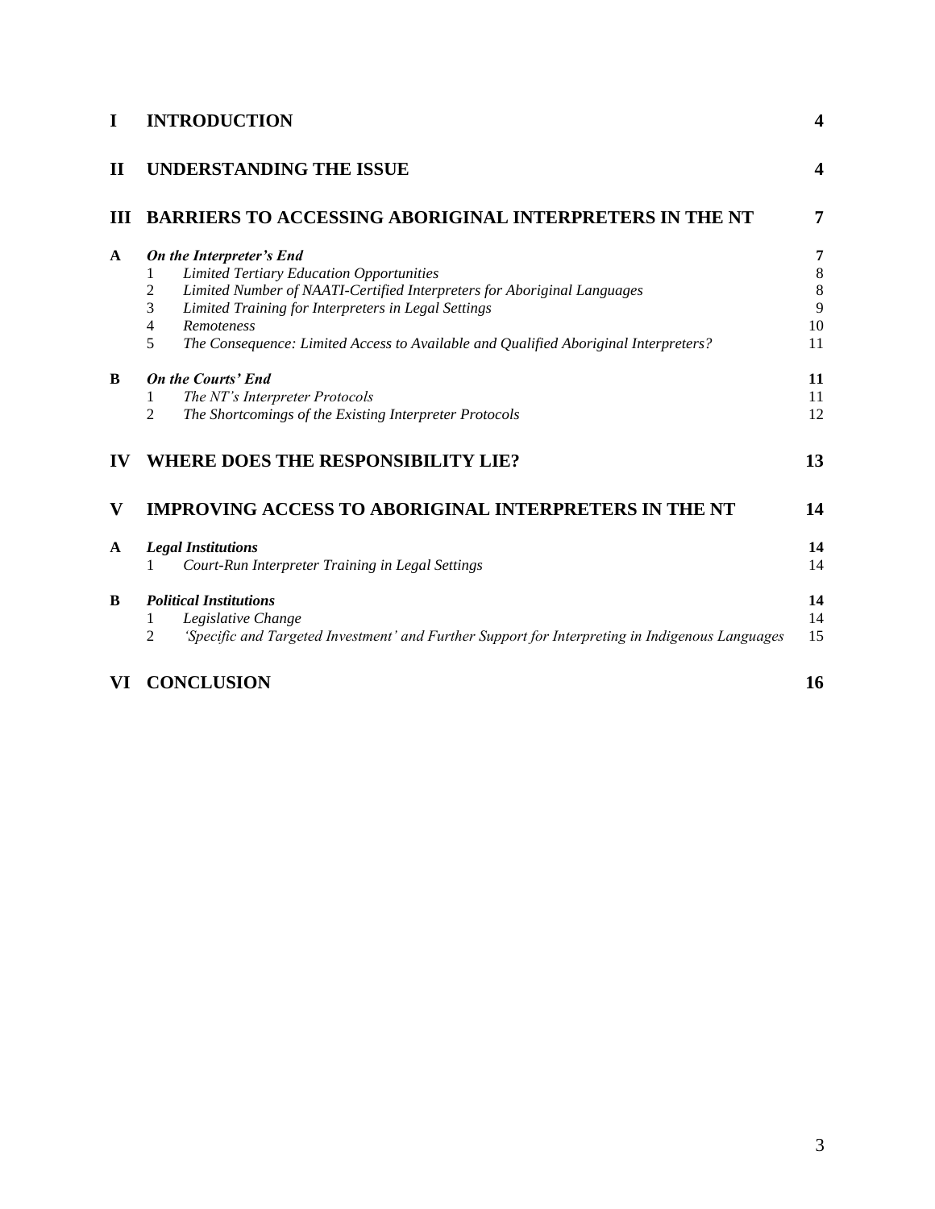| | | |
|---|---|---|
| **I** | **INTRODUCTION** | **4** |
| **II** | **UNDERSTANDING THE ISSUE** | **4** |
| **III** | **BARRIERS TO ACCESSING ABORIGINAL INTERPRETERS IN THE NT** | **7** |
| **A** | ***On the Interpreter's End*** | **7** |
| | 1 *Limited Tertiary Education Opportunities* | 8 |
| | 2 *Limited Number of NAATI-Certified Interpreters for Aboriginal Languages* | 8 |
| | 3 *Limited Training for Interpreters in Legal Settings* | 9 |
| | 4 *Remoteness* | 10 |
| | 5 *The Consequence: Limited Access to Available and Qualified Aboriginal Interpreters?* | 11 |
| **B** | ***On the Courts' End*** | **11** |
| | 1 *The NT's Interpreter Protocols* | 11 |
| | 2 *The Shortcomings of the Existing Interpreter Protocols* | 12 |
| **IV** | **WHERE DOES THE RESPONSIBILITY LIE?** | **13** |
| **V** | **IMPROVING ACCESS TO ABORIGINAL INTERPRETERS IN THE NT** | **14** |
| **A** | ***Legal Institutions*** | **14** |
| | 1 *Court-Run Interpreter Training in Legal Settings* | 14 |
| **B** | ***Political Institutions*** | **14** |
| | 1 *Legislative Change* | 14 |
| | 2 *'Specific and Targeted Investment' and Further Support for Interpreting in Indigenous Languages* | 15 |
| **VI** | **CONCLUSION** | **16** |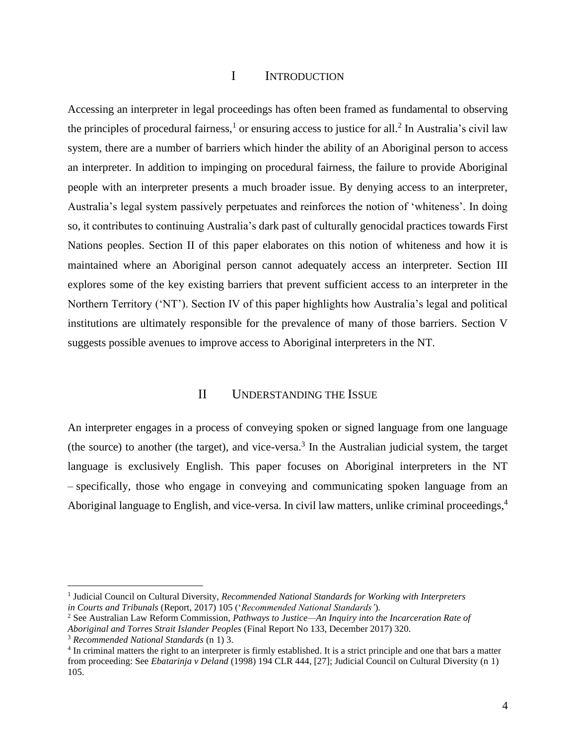## I INTRODUCTION

Accessing an interpreter in legal proceedings has often been framed as fundamental to observing the principles of procedural fairness,[1] or ensuring access to justice for all.[2] In Australia's civil law system, there are a number of barriers which hinder the ability of an Aboriginal person to access an interpreter. In addition to impinging on procedural fairness, the failure to provide Aboriginal people with an interpreter presents a much broader issue. By denying access to an interpreter, Australia's legal system passively perpetuates and reinforces the notion of 'whiteness'. In doing so, it contributes to continuing Australia's dark past of culturally genocidal practices towards First Nations peoples. Section II of this paper elaborates on this notion of whiteness and how it is maintained where an Aboriginal person cannot adequately access an interpreter. Section III explores some of the key existing barriers that prevent sufficient access to an interpreter in the Northern Territory ('NT'). Section IV of this paper highlights how Australia's legal and political institutions are ultimately responsible for the prevalence of many of those barriers. Section V suggests possible avenues to improve access to Aboriginal interpreters in the NT.

## II UNDERSTANDING THE ISSUE

An interpreter engages in a process of conveying spoken or signed language from one language (the source) to another (the target), and vice-versa.[3] In the Australian judicial system, the target language is exclusively English. This paper focuses on Aboriginal interpreters in the NT – specifically, those who engage in conveying and communicating spoken language from an Aboriginal language to English, and vice-versa. In civil law matters, unlike criminal proceedings,[4]

---

[1] Judicial Council on Cultural Diversity, *Recommended National Standards for Working with Interpreters in Courts and Tribunals* (Report, 2017) 105 ('*Recommended National Standards'*).

[2] See Australian Law Reform Commission, *Pathways to Justice—An Inquiry into the Incarceration Rate of Aboriginal and Torres Strait Islander Peoples* (Final Report No 133, December 2017) 320.

[3] *Recommended National Standards* (n 1) 3.

[4] In criminal matters the right to an interpreter is firmly established. It is a strict principle and one that bars a matter from proceeding: See *Ebatarinja v Deland* (1998) 194 CLR 444, [27]; Judicial Council on Cultural Diversity (n 1) 105.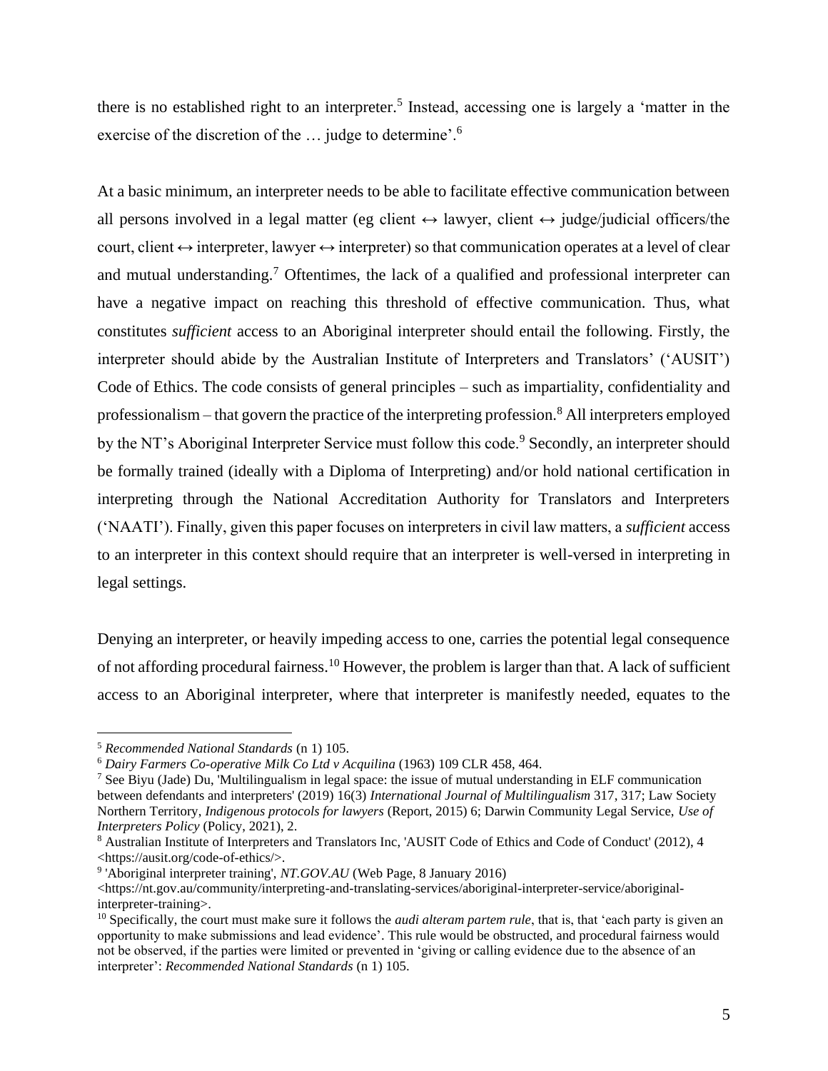there is no established right to an interpreter.[5] Instead, accessing one is largely a 'matter in the exercise of the discretion of the … judge to determine'.[6]

At a basic minimum, an interpreter needs to be able to facilitate effective communication between all persons involved in a legal matter (eg client ↔ lawyer, client ↔ judge/judicial officers/the court, client ↔ interpreter, lawyer ↔ interpreter) so that communication operates at a level of clear and mutual understanding.[7] Oftentimes, the lack of a qualified and professional interpreter can have a negative impact on reaching this threshold of effective communication. Thus, what constitutes *sufficient* access to an Aboriginal interpreter should entail the following. Firstly, the interpreter should abide by the Australian Institute of Interpreters and Translators' ('AUSIT') Code of Ethics. The code consists of general principles – such as impartiality, confidentiality and professionalism – that govern the practice of the interpreting profession.[8] All interpreters employed by the NT's Aboriginal Interpreter Service must follow this code.[9] Secondly, an interpreter should be formally trained (ideally with a Diploma of Interpreting) and/or hold national certification in interpreting through the National Accreditation Authority for Translators and Interpreters ('NAATI'). Finally, given this paper focuses on interpreters in civil law matters, a *sufficient* access to an interpreter in this context should require that an interpreter is well-versed in interpreting in legal settings.

Denying an interpreter, or heavily impeding access to one, carries the potential legal consequence of not affording procedural fairness.[10] However, the problem is larger than that. A lack of sufficient access to an Aboriginal interpreter, where that interpreter is manifestly needed, equates to the

---

[5] *Recommended National Standards* (n 1) 105.

[6] *Dairy Farmers Co-operative Milk Co Ltd v Acquilina* (1963) 109 CLR 458, 464.

[7] See Biyu (Jade) Du, 'Multilingualism in legal space: the issue of mutual understanding in ELF communication between defendants and interpreters' (2019) 16(3) *International Journal of Multilingualism* 317, 317; Law Society Northern Territory, *Indigenous protocols for lawyers* (Report, 2015) 6; Darwin Community Legal Service, *Use of Interpreters Policy* (Policy, 2021), 2.

[8] Australian Institute of Interpreters and Translators Inc, 'AUSIT Code of Ethics and Code of Conduct' (2012), 4 <https://ausit.org/code-of-ethics/>.

[9] 'Aboriginal interpreter training', *NT.GOV.AU* (Web Page, 8 January 2016) <https://nt.gov.au/community/interpreting-and-translating-services/aboriginal-interpreter-service/aboriginal-interpreter-training>.

[10] Specifically, the court must make sure it follows the *audi alteram partem rule*, that is, that 'each party is given an opportunity to make submissions and lead evidence'. This rule would be obstructed, and procedural fairness would not be observed, if the parties were limited or prevented in 'giving or calling evidence due to the absence of an interpreter': *Recommended National Standards* (n 1) 105.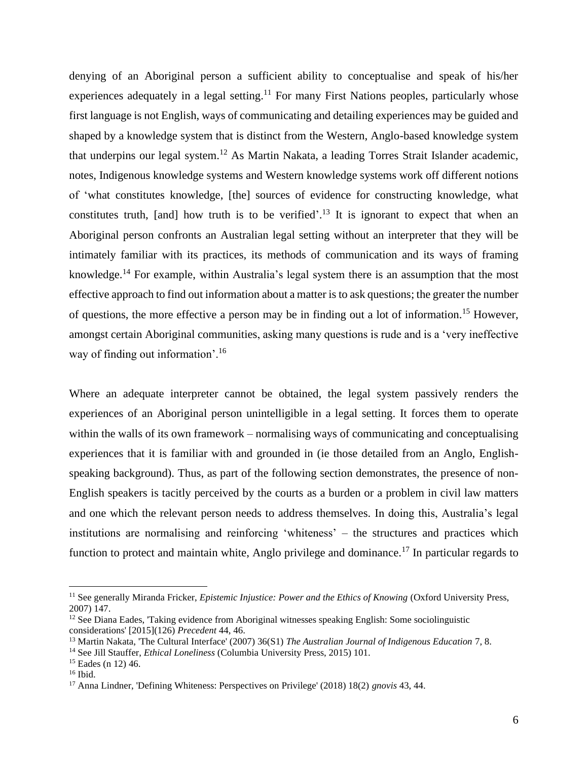denying of an Aboriginal person a sufficient ability to conceptualise and speak of his/her experiences adequately in a legal setting.[11] For many First Nations peoples, particularly whose first language is not English, ways of communicating and detailing experiences may be guided and shaped by a knowledge system that is distinct from the Western, Anglo-based knowledge system that underpins our legal system.[12] As Martin Nakata, a leading Torres Strait Islander academic, notes, Indigenous knowledge systems and Western knowledge systems work off different notions of 'what constitutes knowledge, [the] sources of evidence for constructing knowledge, what constitutes truth, [and] how truth is to be verified'.[13] It is ignorant to expect that when an Aboriginal person confronts an Australian legal setting without an interpreter that they will be intimately familiar with its practices, its methods of communication and its ways of framing knowledge.[14] For example, within Australia's legal system there is an assumption that the most effective approach to find out information about a matter is to ask questions; the greater the number of questions, the more effective a person may be in finding out a lot of information.[15] However, amongst certain Aboriginal communities, asking many questions is rude and is a 'very ineffective way of finding out information'.[16]

Where an adequate interpreter cannot be obtained, the legal system passively renders the experiences of an Aboriginal person unintelligible in a legal setting. It forces them to operate within the walls of its own framework – normalising ways of communicating and conceptualising experiences that it is familiar with and grounded in (ie those detailed from an Anglo, English-speaking background). Thus, as part of the following section demonstrates, the presence of non-English speakers is tacitly perceived by the courts as a burden or a problem in civil law matters and one which the relevant person needs to address themselves. In doing this, Australia's legal institutions are normalising and reinforcing 'whiteness' – the structures and practices which function to protect and maintain white, Anglo privilege and dominance.[17] In particular regards to

---

[11] See generally Miranda Fricker, *Epistemic Injustice: Power and the Ethics of Knowing* (Oxford University Press, 2007) 147.

[12] See Diana Eades, 'Taking evidence from Aboriginal witnesses speaking English: Some sociolinguistic considerations' [2015](126) *Precedent* 44, 46.

[13] Martin Nakata, 'The Cultural Interface' (2007) 36(S1) *The Australian Journal of Indigenous Education* 7, 8.

[14] See Jill Stauffer, *Ethical Loneliness* (Columbia University Press, 2015) 101.

[15] Eades (n 12) 46.

[16] Ibid.

[17] Anna Lindner, 'Defining Whiteness: Perspectives on Privilege' (2018) 18(2) *gnovis* 43, 44.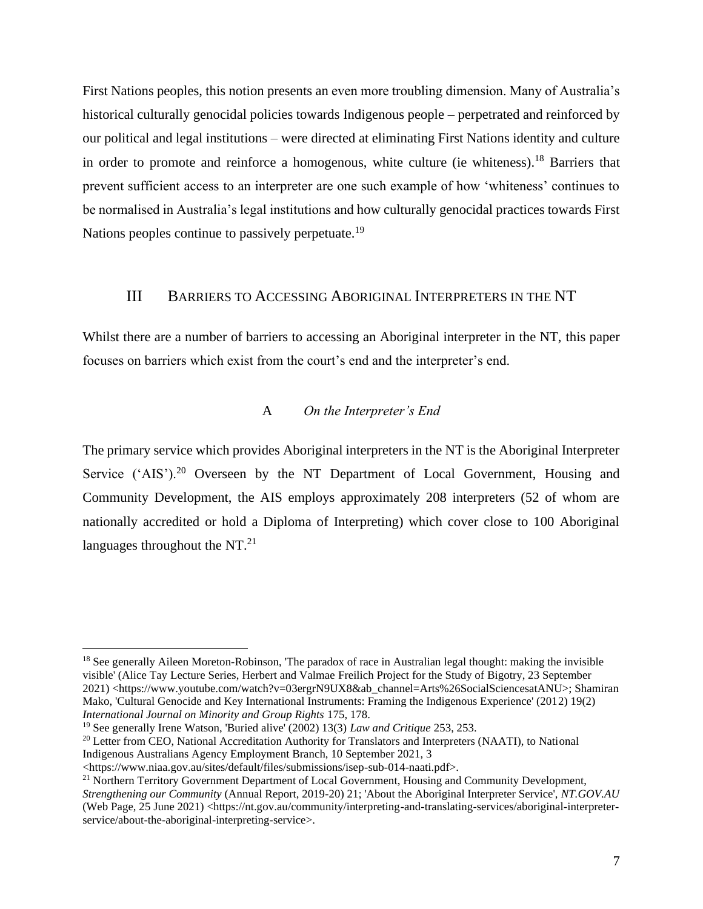First Nations peoples, this notion presents an even more troubling dimension. Many of Australia's historical culturally genocidal policies towards Indigenous people – perpetrated and reinforced by our political and legal institutions – were directed at eliminating First Nations identity and culture in order to promote and reinforce a homogenous, white culture (ie whiteness).[18] Barriers that prevent sufficient access to an interpreter are one such example of how 'whiteness' continues to be normalised in Australia's legal institutions and how culturally genocidal practices towards First Nations peoples continue to passively perpetuate.[19]

## III BARRIERS TO ACCESSING ABORIGINAL INTERPRETERS IN THE NT

Whilst there are a number of barriers to accessing an Aboriginal interpreter in the NT, this paper focuses on barriers which exist from the court's end and the interpreter's end.

### A *On the Interpreter's End*

The primary service which provides Aboriginal interpreters in the NT is the Aboriginal Interpreter Service ('AIS').[20] Overseen by the NT Department of Local Government, Housing and Community Development, the AIS employs approximately 208 interpreters (52 of whom are nationally accredited or hold a Diploma of Interpreting) which cover close to 100 Aboriginal languages throughout the NT.[21]

---

[18] See generally Aileen Moreton-Robinson, 'The paradox of race in Australian legal thought: making the invisible visible' (Alice Tay Lecture Series, Herbert and Valmae Freilich Project for the Study of Bigotry, 23 September 2021) <https://www.youtube.com/watch?v=03ergrN9UX8&ab_channel=Arts%26SocialSciencesatANU>; Shamiran Mako, 'Cultural Genocide and Key International Instruments: Framing the Indigenous Experience' (2012) 19(2) *International Journal on Minority and Group Rights* 175, 178.

[19] See generally Irene Watson, 'Buried alive' (2002) 13(3) *Law and Critique* 253, 253.

[20] Letter from CEO, National Accreditation Authority for Translators and Interpreters (NAATI), to National Indigenous Australians Agency Employment Branch, 10 September 2021, 3 <https://www.niaa.gov.au/sites/default/files/submissions/isep-sub-014-naati.pdf>.

[21] Northern Territory Government Department of Local Government, Housing and Community Development, *Strengthening our Community* (Annual Report, 2019-20) 21; 'About the Aboriginal Interpreter Service', *NT.GOV.AU* (Web Page, 25 June 2021) <https://nt.gov.au/community/interpreting-and-translating-services/aboriginal-interpreter-service/about-the-aboriginal-interpreting-service>.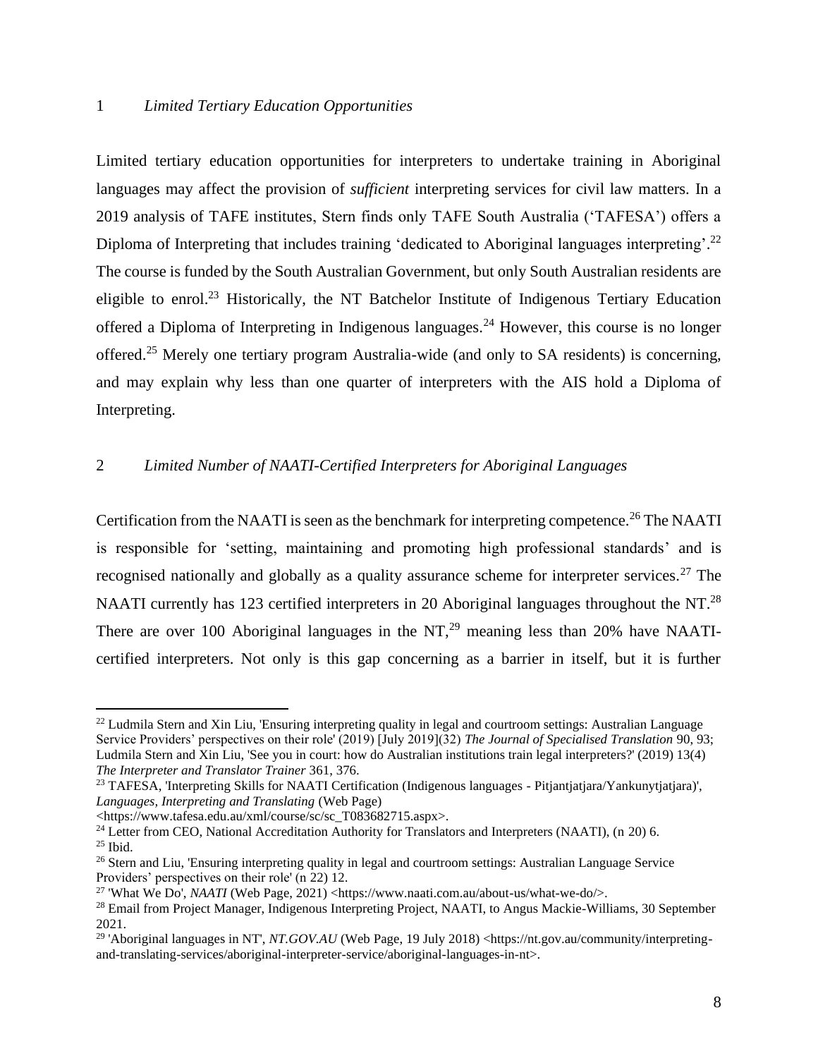### 1 *Limited Tertiary Education Opportunities*

Limited tertiary education opportunities for interpreters to undertake training in Aboriginal languages may affect the provision of *sufficient* interpreting services for civil law matters. In a 2019 analysis of TAFE institutes, Stern finds only TAFE South Australia ('TAFESA') offers a Diploma of Interpreting that includes training 'dedicated to Aboriginal languages interpreting'.[22] The course is funded by the South Australian Government, but only South Australian residents are eligible to enrol.[23] Historically, the NT Batchelor Institute of Indigenous Tertiary Education offered a Diploma of Interpreting in Indigenous languages.[24] However, this course is no longer offered.[25] Merely one tertiary program Australia-wide (and only to SA residents) is concerning, and may explain why less than one quarter of interpreters with the AIS hold a Diploma of Interpreting.

### 2 *Limited Number of NAATI-Certified Interpreters for Aboriginal Languages*

Certification from the NAATI is seen as the benchmark for interpreting competence.[26] The NAATI is responsible for 'setting, maintaining and promoting high professional standards' and is recognised nationally and globally as a quality assurance scheme for interpreter services.[27] The NAATI currently has 123 certified interpreters in 20 Aboriginal languages throughout the NT.[28] There are over 100 Aboriginal languages in the NT,[29] meaning less than 20% have NAATI-certified interpreters. Not only is this gap concerning as a barrier in itself, but it is further

---

[22] Ludmila Stern and Xin Liu, 'Ensuring interpreting quality in legal and courtroom settings: Australian Language Service Providers' perspectives on their role' (2019) [July 2019](32) *The Journal of Specialised Translation* 90, 93; Ludmila Stern and Xin Liu, 'See you in court: how do Australian institutions train legal interpreters?' (2019) 13(4) *The Interpreter and Translator Trainer* 361, 376.

[23] TAFESA, 'Interpreting Skills for NAATI Certification (Indigenous languages - Pitjantjatjara/Yankunytjatjara)', *Languages, Interpreting and Translating* (Web Page) <https://www.tafesa.edu.au/xml/course/sc/sc_T083682715.aspx>.

[24] Letter from CEO, National Accreditation Authority for Translators and Interpreters (NAATI), (n 20) 6.

[25] Ibid.

[26] Stern and Liu, 'Ensuring interpreting quality in legal and courtroom settings: Australian Language Service Providers' perspectives on their role' (n 22) 12.

[27] 'What We Do', *NAATI* (Web Page, 2021) <https://www.naati.com.au/about-us/what-we-do/>.

[28] Email from Project Manager, Indigenous Interpreting Project, NAATI, to Angus Mackie-Williams, 30 September 2021.

[29] 'Aboriginal languages in NT', *NT.GOV.AU* (Web Page, 19 July 2018) <https://nt.gov.au/community/interpreting-and-translating-services/aboriginal-interpreter-service/aboriginal-languages-in-nt>.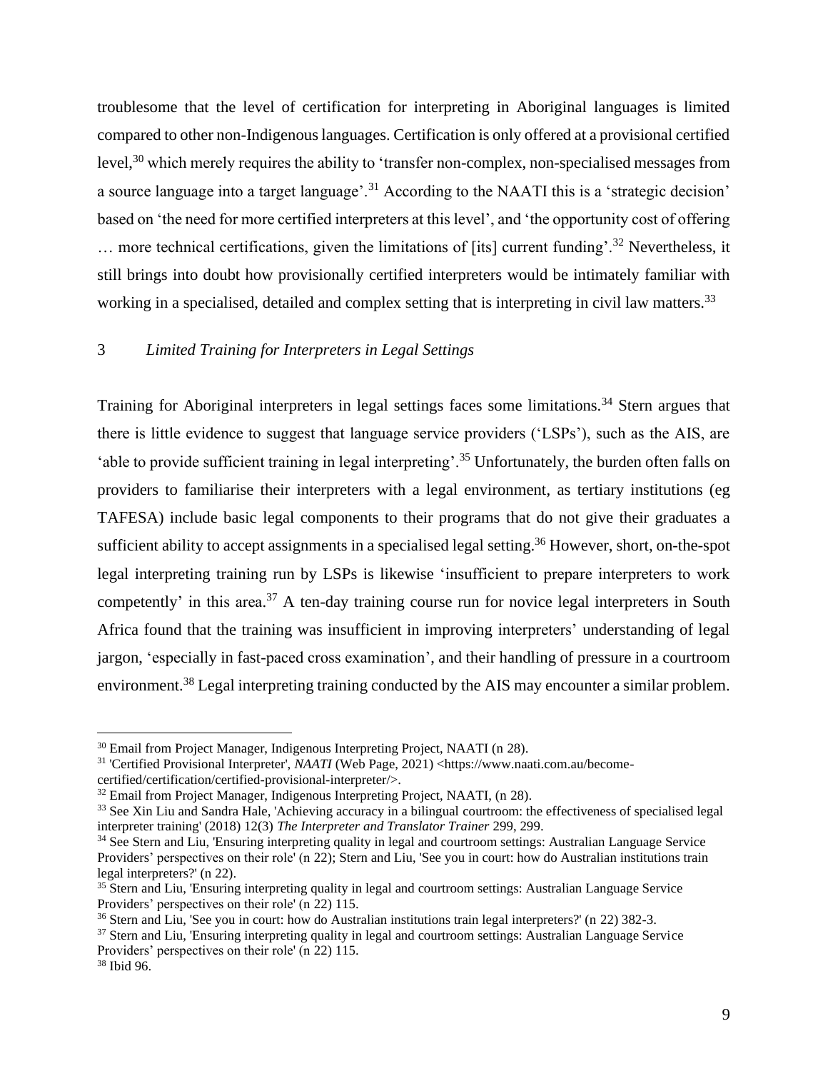troublesome that the level of certification for interpreting in Aboriginal languages is limited compared to other non-Indigenous languages. Certification is only offered at a provisional certified level,[30] which merely requires the ability to 'transfer non-complex, non-specialised messages from a source language into a target language'.[31] According to the NAATI this is a 'strategic decision' based on 'the need for more certified interpreters at this level', and 'the opportunity cost of offering … more technical certifications, given the limitations of [its] current funding'.[32] Nevertheless, it still brings into doubt how provisionally certified interpreters would be intimately familiar with working in a specialised, detailed and complex setting that is interpreting in civil law matters.[33]

### 3 *Limited Training for Interpreters in Legal Settings*

Training for Aboriginal interpreters in legal settings faces some limitations.[34] Stern argues that there is little evidence to suggest that language service providers ('LSPs'), such as the AIS, are 'able to provide sufficient training in legal interpreting'.[35] Unfortunately, the burden often falls on providers to familiarise their interpreters with a legal environment, as tertiary institutions (eg TAFESA) include basic legal components to their programs that do not give their graduates a sufficient ability to accept assignments in a specialised legal setting.[36] However, short, on-the-spot legal interpreting training run by LSPs is likewise 'insufficient to prepare interpreters to work competently' in this area.[37] A ten-day training course run for novice legal interpreters in South Africa found that the training was insufficient in improving interpreters' understanding of legal jargon, 'especially in fast-paced cross examination', and their handling of pressure in a courtroom environment.[38] Legal interpreting training conducted by the AIS may encounter a similar problem.

---

[30] Email from Project Manager, Indigenous Interpreting Project, NAATI (n 28).

[31] 'Certified Provisional Interpreter', *NAATI* (Web Page, 2021) <https://www.naati.com.au/become-certified/certification/certified-provisional-interpreter/>.

[32] Email from Project Manager, Indigenous Interpreting Project, NAATI, (n 28).

[33] See Xin Liu and Sandra Hale, 'Achieving accuracy in a bilingual courtroom: the effectiveness of specialised legal interpreter training' (2018) 12(3) *The Interpreter and Translator Trainer* 299, 299.

[34] See Stern and Liu, 'Ensuring interpreting quality in legal and courtroom settings: Australian Language Service Providers' perspectives on their role' (n 22); Stern and Liu, 'See you in court: how do Australian institutions train legal interpreters?' (n 22).

[35] Stern and Liu, 'Ensuring interpreting quality in legal and courtroom settings: Australian Language Service Providers' perspectives on their role' (n 22) 115.

[36] Stern and Liu, 'See you in court: how do Australian institutions train legal interpreters?' (n 22) 382-3.

[37] Stern and Liu, 'Ensuring interpreting quality in legal and courtroom settings: Australian Language Service Providers' perspectives on their role' (n 22) 115.

[38] Ibid 96.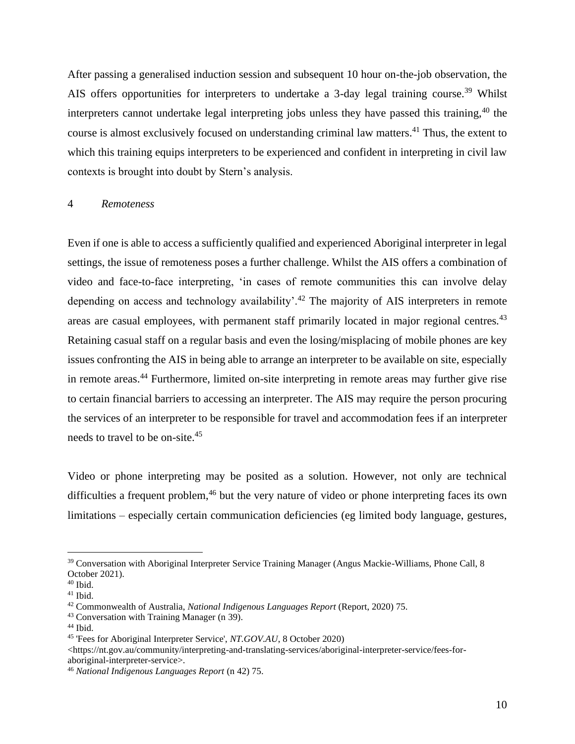After passing a generalised induction session and subsequent 10 hour on-the-job observation, the AIS offers opportunities for interpreters to undertake a 3-day legal training course.[39] Whilst interpreters cannot undertake legal interpreting jobs unless they have passed this training,[40] the course is almost exclusively focused on understanding criminal law matters.[41] Thus, the extent to which this training equips interpreters to be experienced and confident in interpreting in civil law contexts is brought into doubt by Stern's analysis.

### 4 *Remoteness*

Even if one is able to access a sufficiently qualified and experienced Aboriginal interpreter in legal settings, the issue of remoteness poses a further challenge. Whilst the AIS offers a combination of video and face-to-face interpreting, 'in cases of remote communities this can involve delay depending on access and technology availability'.[42] The majority of AIS interpreters in remote areas are casual employees, with permanent staff primarily located in major regional centres.[43] Retaining casual staff on a regular basis and even the losing/misplacing of mobile phones are key issues confronting the AIS in being able to arrange an interpreter to be available on site, especially in remote areas.[44] Furthermore, limited on-site interpreting in remote areas may further give rise to certain financial barriers to accessing an interpreter. The AIS may require the person procuring the services of an interpreter to be responsible for travel and accommodation fees if an interpreter needs to travel to be on-site.[45]

Video or phone interpreting may be posited as a solution. However, not only are technical difficulties a frequent problem,[46] but the very nature of video or phone interpreting faces its own limitations – especially certain communication deficiencies (eg limited body language, gestures,

---

[39] Conversation with Aboriginal Interpreter Service Training Manager (Angus Mackie-Williams, Phone Call, 8 October 2021).

[40] Ibid.

[41] Ibid.

[42] Commonwealth of Australia, *National Indigenous Languages Report* (Report, 2020) 75.

[43] Conversation with Training Manager (n 39).

[44] Ibid.

[45] 'Fees for Aboriginal Interpreter Service', *NT.GOV.AU*, 8 October 2020) <https://nt.gov.au/community/interpreting-and-translating-services/aboriginal-interpreter-service/fees-for-aboriginal-interpreter-service>.

[46] *National Indigenous Languages Report* (n 42) 75.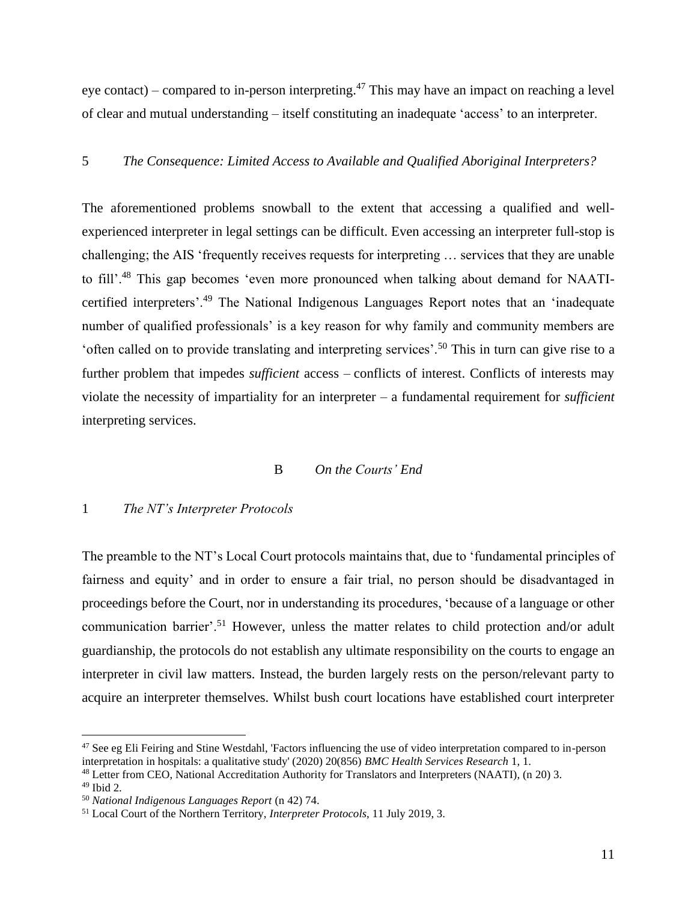eye contact) – compared to in-person interpreting.[47] This may have an impact on reaching a level of clear and mutual understanding – itself constituting an inadequate 'access' to an interpreter.

### 5 *The Consequence: Limited Access to Available and Qualified Aboriginal Interpreters?*

The aforementioned problems snowball to the extent that accessing a qualified and well-experienced interpreter in legal settings can be difficult. Even accessing an interpreter full-stop is challenging; the AIS 'frequently receives requests for interpreting … services that they are unable to fill'.[48] This gap becomes 'even more pronounced when talking about demand for NAATI-certified interpreters'.[49] The National Indigenous Languages Report notes that an 'inadequate number of qualified professionals' is a key reason for why family and community members are 'often called on to provide translating and interpreting services'.[50] This in turn can give rise to a further problem that impedes *sufficient* access – conflicts of interest. Conflicts of interests may violate the necessity of impartiality for an interpreter – a fundamental requirement for *sufficient* interpreting services.

## B *On the Courts' End*

### 1 *The NT's Interpreter Protocols*

The preamble to the NT's Local Court protocols maintains that, due to 'fundamental principles of fairness and equity' and in order to ensure a fair trial, no person should be disadvantaged in proceedings before the Court, nor in understanding its procedures, 'because of a language or other communication barrier'.[51] However, unless the matter relates to child protection and/or adult guardianship, the protocols do not establish any ultimate responsibility on the courts to engage an interpreter in civil law matters. Instead, the burden largely rests on the person/relevant party to acquire an interpreter themselves. Whilst bush court locations have established court interpreter

---

[47] See eg Eli Feiring and Stine Westdahl, 'Factors influencing the use of video interpretation compared to in-person interpretation in hospitals: a qualitative study' (2020) 20(856) *BMC Health Services Research* 1, 1.

[48] Letter from CEO, National Accreditation Authority for Translators and Interpreters (NAATI), (n 20) 3.

[49] Ibid 2.

[50] *National Indigenous Languages Report* (n 42) 74.

[51] Local Court of the Northern Territory, *Interpreter Protocols*, 11 July 2019, 3.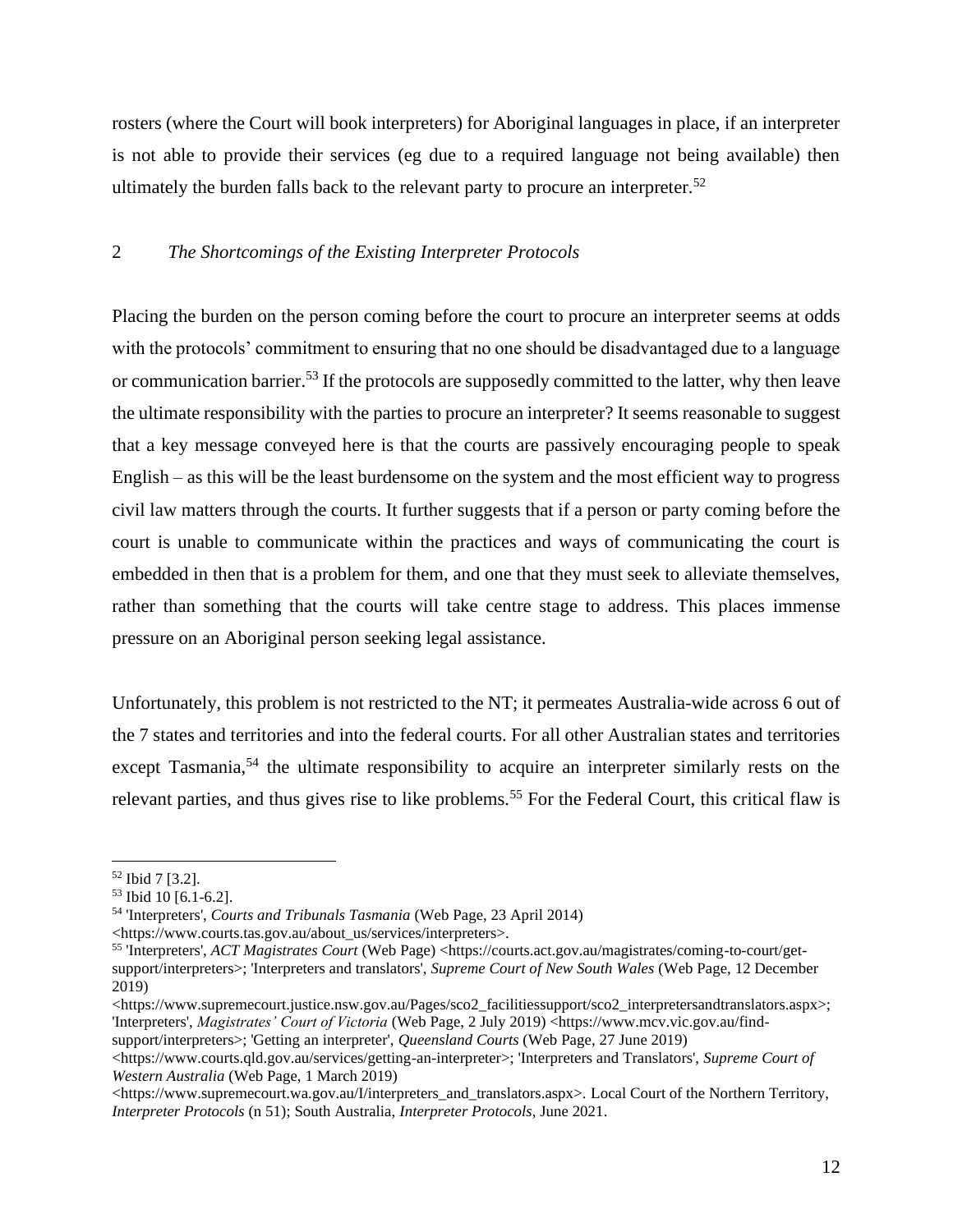rosters (where the Court will book interpreters) for Aboriginal languages in place, if an interpreter is not able to provide their services (eg due to a required language not being available) then ultimately the burden falls back to the relevant party to procure an interpreter.[52]

### 2 *The Shortcomings of the Existing Interpreter Protocols*

Placing the burden on the person coming before the court to procure an interpreter seems at odds with the protocols' commitment to ensuring that no one should be disadvantaged due to a language or communication barrier.[53] If the protocols are supposedly committed to the latter, why then leave the ultimate responsibility with the parties to procure an interpreter? It seems reasonable to suggest that a key message conveyed here is that the courts are passively encouraging people to speak English – as this will be the least burdensome on the system and the most efficient way to progress civil law matters through the courts. It further suggests that if a person or party coming before the court is unable to communicate within the practices and ways of communicating the court is embedded in then that is a problem for them, and one that they must seek to alleviate themselves, rather than something that the courts will take centre stage to address. This places immense pressure on an Aboriginal person seeking legal assistance.

Unfortunately, this problem is not restricted to the NT; it permeates Australia-wide across 6 out of the 7 states and territories and into the federal courts. For all other Australian states and territories except Tasmania,[54] the ultimate responsibility to acquire an interpreter similarly rests on the relevant parties, and thus gives rise to like problems.[55] For the Federal Court, this critical flaw is

---

[52] Ibid 7 [3.2].

[53] Ibid 10 [6.1-6.2].

[54] 'Interpreters', *Courts and Tribunals Tasmania* (Web Page, 23 April 2014) <https://www.courts.tas.gov.au/about_us/services/interpreters>.

[55] 'Interpreters', *ACT Magistrates Court* (Web Page) <https://courts.act.gov.au/magistrates/coming-to-court/get-support/interpreters>; 'Interpreters and translators', *Supreme Court of New South Wales* (Web Page, 12 December 2019) <https://www.supremecourt.justice.nsw.gov.au/Pages/sco2_facilitiessupport/sco2_interpretersandtranslators.aspx>; 'Interpreters', *Magistrates' Court of Victoria* (Web Page, 2 July 2019) <https://www.mcv.vic.gov.au/find-support/interpreters>; 'Getting an interpreter', *Queensland Courts* (Web Page, 27 June 2019) <https://www.courts.qld.gov.au/services/getting-an-interpreter>; 'Interpreters and Translators', *Supreme Court of Western Australia* (Web Page, 1 March 2019) <https://www.supremecourt.wa.gov.au/I/interpreters_and_translators.aspx>. Local Court of the Northern Territory, *Interpreter Protocols* (n 51); South Australia, *Interpreter Protocols*, June 2021.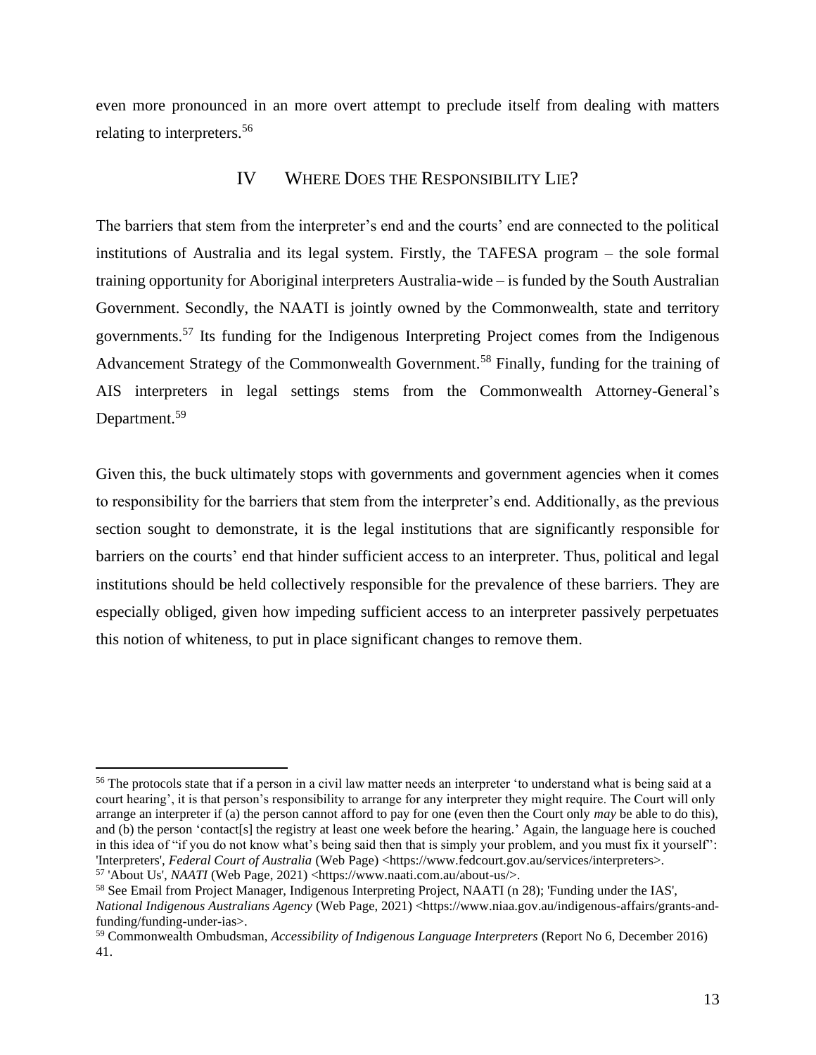even more pronounced in an more overt attempt to preclude itself from dealing with matters relating to interpreters.[56]

## IV WHERE DOES THE RESPONSIBILITY LIE?

The barriers that stem from the interpreter's end and the courts' end are connected to the political institutions of Australia and its legal system. Firstly, the TAFESA program – the sole formal training opportunity for Aboriginal interpreters Australia-wide – is funded by the South Australian Government. Secondly, the NAATI is jointly owned by the Commonwealth, state and territory governments.[57] Its funding for the Indigenous Interpreting Project comes from the Indigenous Advancement Strategy of the Commonwealth Government.[58] Finally, funding for the training of AIS interpreters in legal settings stems from the Commonwealth Attorney-General's Department.[59]

Given this, the buck ultimately stops with governments and government agencies when it comes to responsibility for the barriers that stem from the interpreter's end. Additionally, as the previous section sought to demonstrate, it is the legal institutions that are significantly responsible for barriers on the courts' end that hinder sufficient access to an interpreter. Thus, political and legal institutions should be held collectively responsible for the prevalence of these barriers. They are especially obliged, given how impeding sufficient access to an interpreter passively perpetuates this notion of whiteness, to put in place significant changes to remove them.

---

[56] The protocols state that if a person in a civil law matter needs an interpreter 'to understand what is being said at a court hearing', it is that person's responsibility to arrange for any interpreter they might require. The Court will only arrange an interpreter if (a) the person cannot afford to pay for one (even then the Court only *may* be able to do this), and (b) the person 'contact[s] the registry at least one week before the hearing.' Again, the language here is couched in this idea of "if you do not know what's being said then that is simply your problem, and you must fix it yourself": 'Interpreters', *Federal Court of Australia* (Web Page) <https://www.fedcourt.gov.au/services/interpreters>.

[57] 'About Us', *NAATI* (Web Page, 2021) <https://www.naati.com.au/about-us/>.

[58] See Email from Project Manager, Indigenous Interpreting Project, NAATI (n 28); 'Funding under the IAS', *National Indigenous Australians Agency* (Web Page, 2021) <https://www.niaa.gov.au/indigenous-affairs/grants-and-funding/funding-under-ias>.

[59] Commonwealth Ombudsman, *Accessibility of Indigenous Language Interpreters* (Report No 6, December 2016) 41.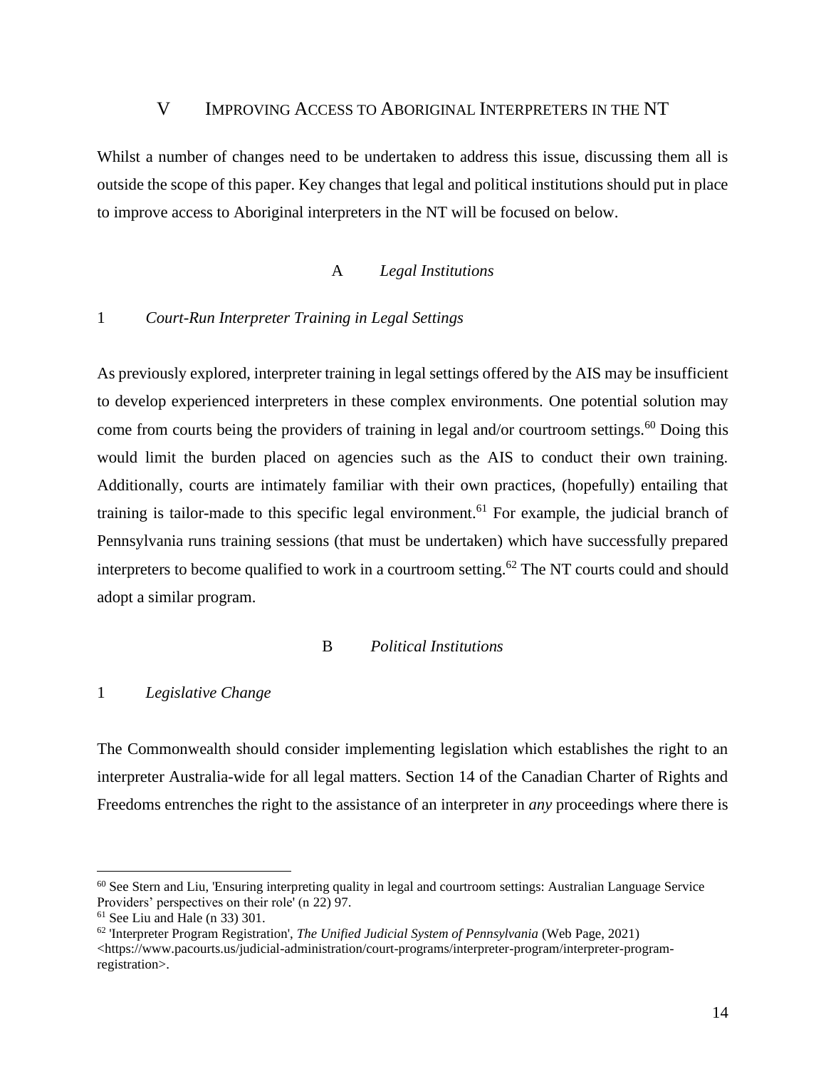## V IMPROVING ACCESS TO ABORIGINAL INTERPRETERS IN THE NT

Whilst a number of changes need to be undertaken to address this issue, discussing them all is outside the scope of this paper. Key changes that legal and political institutions should put in place to improve access to Aboriginal interpreters in the NT will be focused on below.

### A *Legal Institutions*

#### 1 *Court-Run Interpreter Training in Legal Settings*

As previously explored, interpreter training in legal settings offered by the AIS may be insufficient to develop experienced interpreters in these complex environments. One potential solution may come from courts being the providers of training in legal and/or courtroom settings.[60] Doing this would limit the burden placed on agencies such as the AIS to conduct their own training. Additionally, courts are intimately familiar with their own practices, (hopefully) entailing that training is tailor-made to this specific legal environment.[61] For example, the judicial branch of Pennsylvania runs training sessions (that must be undertaken) which have successfully prepared interpreters to become qualified to work in a courtroom setting.[62] The NT courts could and should adopt a similar program.

### B *Political Institutions*

#### 1 *Legislative Change*

The Commonwealth should consider implementing legislation which establishes the right to an interpreter Australia-wide for all legal matters. Section 14 of the Canadian Charter of Rights and Freedoms entrenches the right to the assistance of an interpreter in *any* proceedings where there is

---

[60] See Stern and Liu, 'Ensuring interpreting quality in legal and courtroom settings: Australian Language Service Providers' perspectives on their role' (n 22) 97.

[61] See Liu and Hale (n 33) 301.

[62] 'Interpreter Program Registration', *The Unified Judicial System of Pennsylvania* (Web Page, 2021) <https://www.pacourts.us/judicial-administration/court-programs/interpreter-program/interpreter-program-registration>.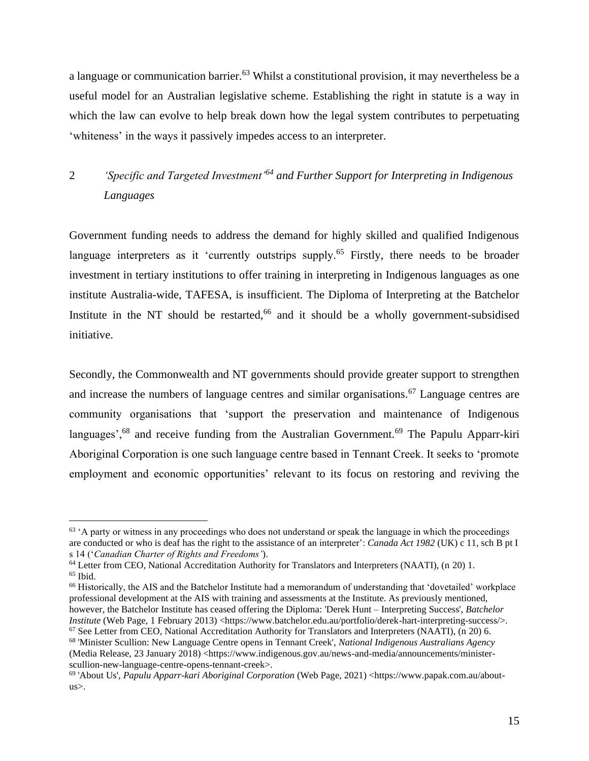a language or communication barrier.[63] Whilst a constitutional provision, it may nevertheless be a useful model for an Australian legislative scheme. Establishing the right in statute is a way in which the law can evolve to help break down how the legal system contributes to perpetuating 'whiteness' in the ways it passively impedes access to an interpreter.

### 2 *'Specific and Targeted Investment'*[64] *and Further Support for Interpreting in Indigenous Languages*

Government funding needs to address the demand for highly skilled and qualified Indigenous language interpreters as it 'currently outstrips supply.[65] Firstly, there needs to be broader investment in tertiary institutions to offer training in interpreting in Indigenous languages as one institute Australia-wide, TAFESA, is insufficient. The Diploma of Interpreting at the Batchelor Institute in the NT should be restarted,[66] and it should be a wholly government-subsidised initiative.

Secondly, the Commonwealth and NT governments should provide greater support to strengthen and increase the numbers of language centres and similar organisations.[67] Language centres are community organisations that 'support the preservation and maintenance of Indigenous languages',[68] and receive funding from the Australian Government.[69] The Papulu Apparr-kiri Aboriginal Corporation is one such language centre based in Tennant Creek. It seeks to 'promote employment and economic opportunities' relevant to its focus on restoring and reviving the

---

[63] 'A party or witness in any proceedings who does not understand or speak the language in which the proceedings are conducted or who is deaf has the right to the assistance of an interpreter': *Canada Act 1982* (UK) c 11, sch B pt I s 14 ('*Canadian Charter of Rights and Freedoms'*).

[64] Letter from CEO, National Accreditation Authority for Translators and Interpreters (NAATI), (n 20) 1.

[65] Ibid.

[66] Historically, the AIS and the Batchelor Institute had a memorandum of understanding that 'dovetailed' workplace professional development at the AIS with training and assessments at the Institute. As previously mentioned, however, the Batchelor Institute has ceased offering the Diploma: 'Derek Hunt – Interpreting Success', *Batchelor Institute* (Web Page, 1 February 2013) <https://www.batchelor.edu.au/portfolio/derek-hart-interpreting-success/>.

[67] See Letter from CEO, National Accreditation Authority for Translators and Interpreters (NAATI), (n 20) 6.

[68] 'Minister Scullion: New Language Centre opens in Tennant Creek', *National Indigenous Australians Agency* (Media Release, 23 January 2018) <https://www.indigenous.gov.au/news-and-media/announcements/minister-scullion-new-language-centre-opens-tennant-creek>.

[69] 'About Us', *Papulu Apparr-kari Aboriginal Corporation* (Web Page, 2021) <https://www.papak.com.au/about-us>.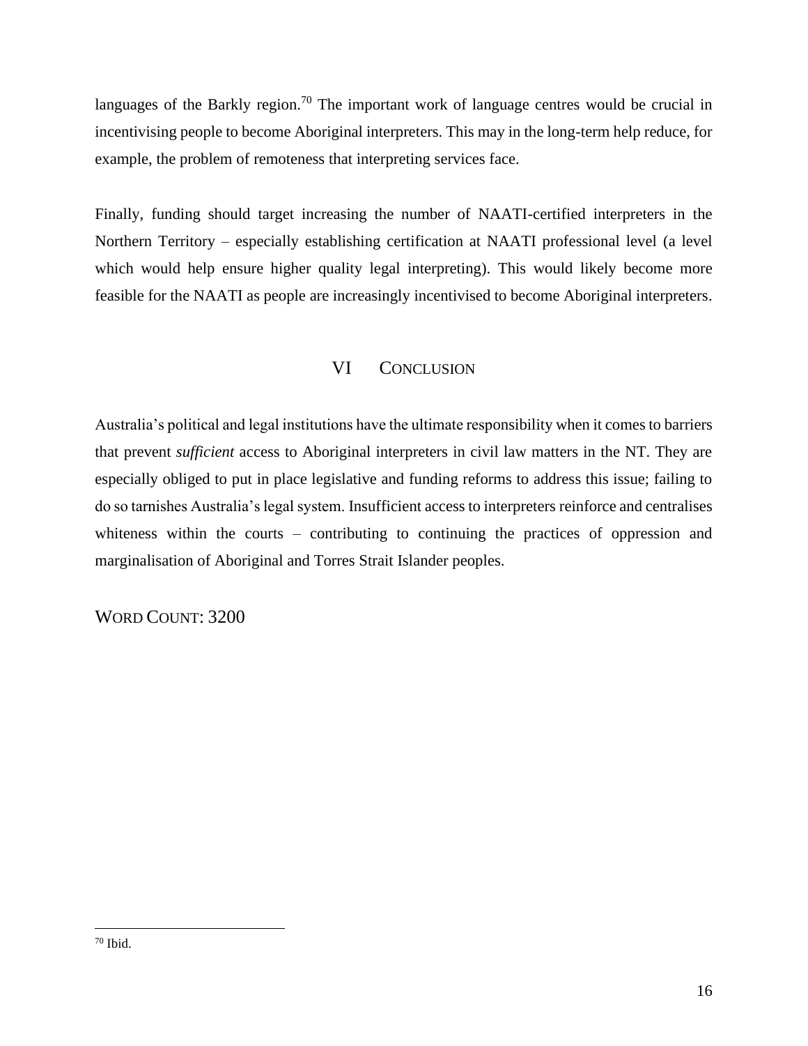languages of the Barkly region.[70] The important work of language centres would be crucial in incentivising people to become Aboriginal interpreters. This may in the long-term help reduce, for example, the problem of remoteness that interpreting services face.

Finally, funding should target increasing the number of NAATI-certified interpreters in the Northern Territory – especially establishing certification at NAATI professional level (a level which would help ensure higher quality legal interpreting). This would likely become more feasible for the NAATI as people are increasingly incentivised to become Aboriginal interpreters.

## VI CONCLUSION

Australia's political and legal institutions have the ultimate responsibility when it comes to barriers that prevent *sufficient* access to Aboriginal interpreters in civil law matters in the NT. They are especially obliged to put in place legislative and funding reforms to address this issue; failing to do so tarnishes Australia's legal system. Insufficient access to interpreters reinforce and centralises whiteness within the courts – contributing to continuing the practices of oppression and marginalisation of Aboriginal and Torres Strait Islander peoples.

WORD COUNT: 3200

---

[70] Ibid.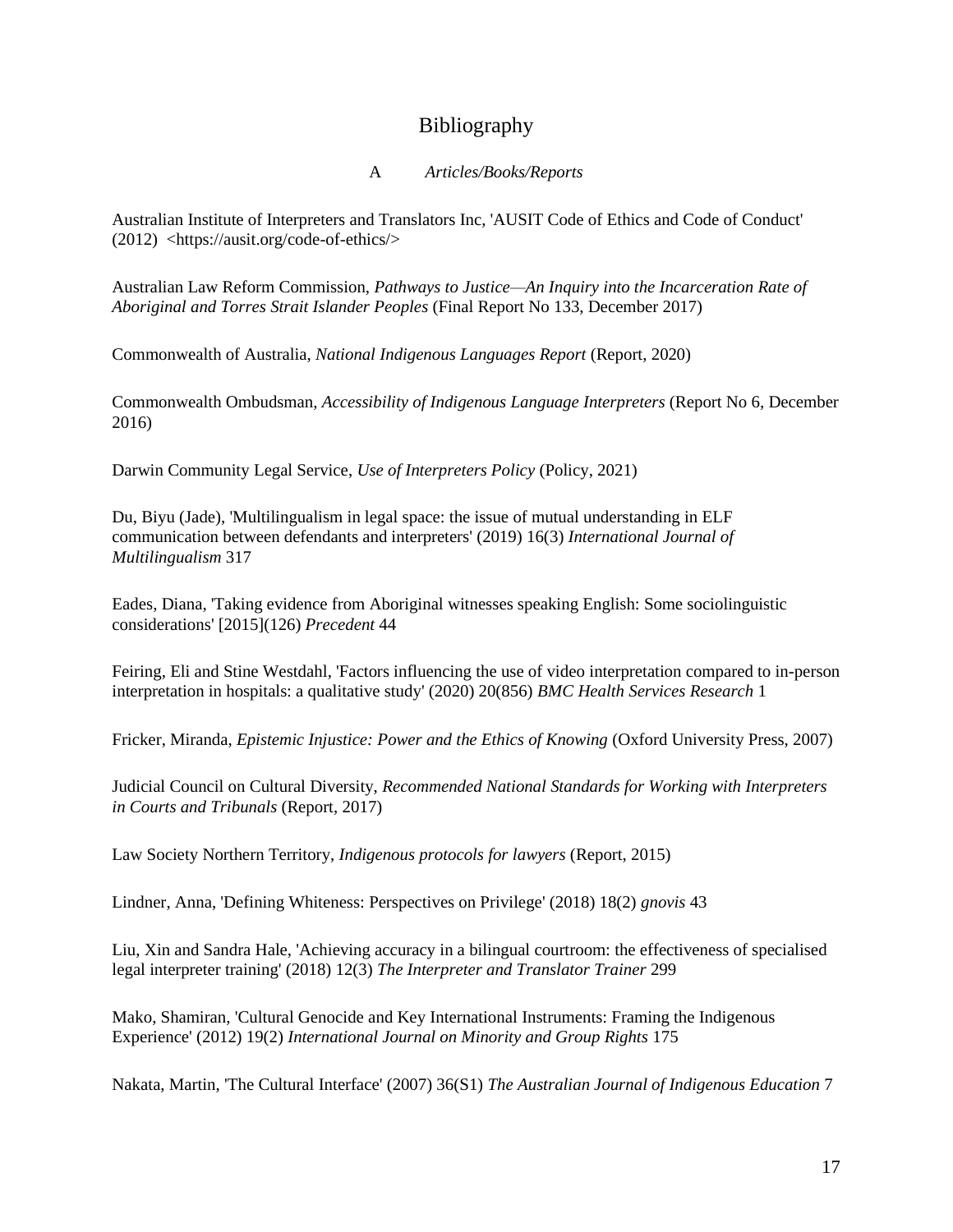# Bibliography

### A *Articles/Books/Reports*

Australian Institute of Interpreters and Translators Inc, 'AUSIT Code of Ethics and Code of Conduct' (2012) <https://ausit.org/code-of-ethics/>

Australian Law Reform Commission, *Pathways to Justice—An Inquiry into the Incarceration Rate of Aboriginal and Torres Strait Islander Peoples* (Final Report No 133, December 2017)

Commonwealth of Australia, *National Indigenous Languages Report* (Report, 2020)

Commonwealth Ombudsman, *Accessibility of Indigenous Language Interpreters* (Report No 6, December 2016)

Darwin Community Legal Service, *Use of Interpreters Policy* (Policy, 2021)

Du, Biyu (Jade), 'Multilingualism in legal space: the issue of mutual understanding in ELF communication between defendants and interpreters' (2019) 16(3) *International Journal of Multilingualism* 317

Eades, Diana, 'Taking evidence from Aboriginal witnesses speaking English: Some sociolinguistic considerations' [2015](126) *Precedent* 44

Feiring, Eli and Stine Westdahl, 'Factors influencing the use of video interpretation compared to in-person interpretation in hospitals: a qualitative study' (2020) 20(856) *BMC Health Services Research* 1

Fricker, Miranda, *Epistemic Injustice: Power and the Ethics of Knowing* (Oxford University Press, 2007)

Judicial Council on Cultural Diversity, *Recommended National Standards for Working with Interpreters in Courts and Tribunals* (Report, 2017)

Law Society Northern Territory, *Indigenous protocols for lawyers* (Report, 2015)

Lindner, Anna, 'Defining Whiteness: Perspectives on Privilege' (2018) 18(2) *gnovis* 43

Liu, Xin and Sandra Hale, 'Achieving accuracy in a bilingual courtroom: the effectiveness of specialised legal interpreter training' (2018) 12(3) *The Interpreter and Translator Trainer* 299

Mako, Shamiran, 'Cultural Genocide and Key International Instruments: Framing the Indigenous Experience' (2012) 19(2) *International Journal on Minority and Group Rights* 175

Nakata, Martin, 'The Cultural Interface' (2007) 36(S1) *The Australian Journal of Indigenous Education* 7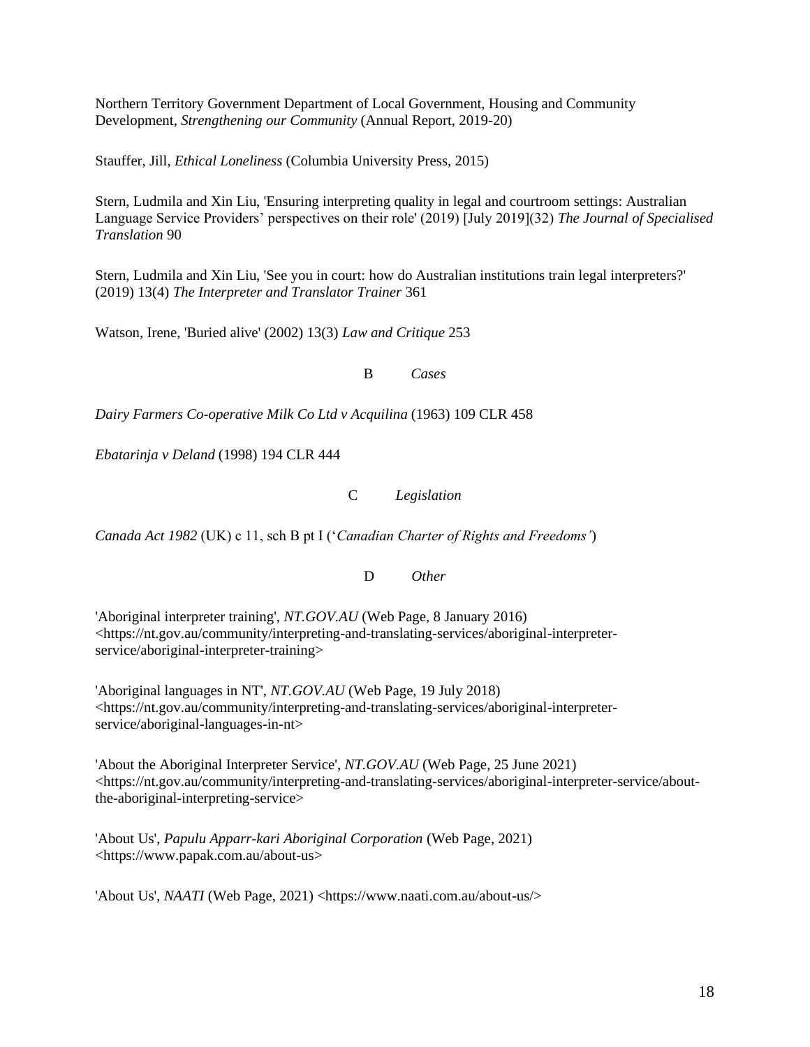Northern Territory Government Department of Local Government, Housing and Community Development, *Strengthening our Community* (Annual Report, 2019-20)

Stauffer, Jill, *Ethical Loneliness* (Columbia University Press, 2015)

Stern, Ludmila and Xin Liu, 'Ensuring interpreting quality in legal and courtroom settings: Australian Language Service Providers' perspectives on their role' (2019) [July 2019](32) *The Journal of Specialised Translation* 90

Stern, Ludmila and Xin Liu, 'See you in court: how do Australian institutions train legal interpreters?' (2019) 13(4) *The Interpreter and Translator Trainer* 361

Watson, Irene, 'Buried alive' (2002) 13(3) *Law and Critique* 253

### B *Cases*

*Dairy Farmers Co-operative Milk Co Ltd v Acquilina* (1963) 109 CLR 458

*Ebatarinja v Deland* (1998) 194 CLR 444

### C *Legislation*

*Canada Act 1982* (UK) c 11, sch B pt I ('*Canadian Charter of Rights and Freedoms'*)

### D *Other*

'Aboriginal interpreter training', *NT.GOV.AU* (Web Page, 8 January 2016) <https://nt.gov.au/community/interpreting-and-translating-services/aboriginal-interpreter-service/aboriginal-interpreter-training>

'Aboriginal languages in NT', *NT.GOV.AU* (Web Page, 19 July 2018) <https://nt.gov.au/community/interpreting-and-translating-services/aboriginal-interpreter-service/aboriginal-languages-in-nt>

'About the Aboriginal Interpreter Service', *NT.GOV.AU* (Web Page, 25 June 2021) <https://nt.gov.au/community/interpreting-and-translating-services/aboriginal-interpreter-service/about-the-aboriginal-interpreting-service>

'About Us', *Papulu Apparr-kari Aboriginal Corporation* (Web Page, 2021) <https://www.papak.com.au/about-us>

'About Us', *NAATI* (Web Page, 2021) <https://www.naati.com.au/about-us/>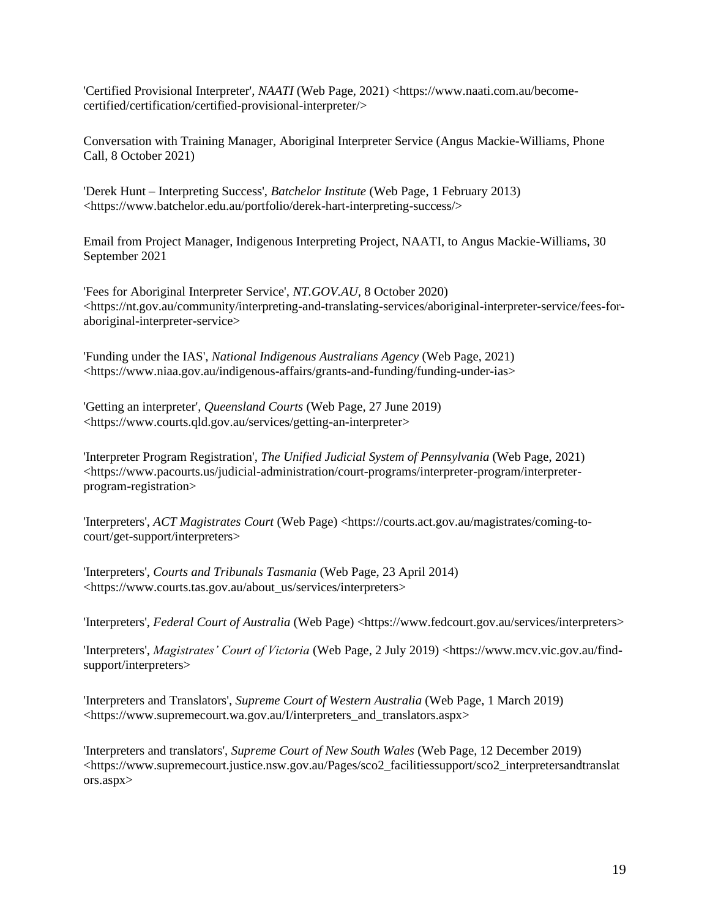'Certified Provisional Interpreter', *NAATI* (Web Page, 2021) <https://www.naati.com.au/become-certified/certification/certified-provisional-interpreter/>

Conversation with Training Manager, Aboriginal Interpreter Service (Angus Mackie-Williams, Phone Call, 8 October 2021)

'Derek Hunt – Interpreting Success', *Batchelor Institute* (Web Page, 1 February 2013) <https://www.batchelor.edu.au/portfolio/derek-hart-interpreting-success/>

Email from Project Manager, Indigenous Interpreting Project, NAATI, to Angus Mackie-Williams, 30 September 2021

'Fees for Aboriginal Interpreter Service', *NT.GOV.AU*, 8 October 2020) <https://nt.gov.au/community/interpreting-and-translating-services/aboriginal-interpreter-service/fees-for-aboriginal-interpreter-service>

'Funding under the IAS', *National Indigenous Australians Agency* (Web Page, 2021) <https://www.niaa.gov.au/indigenous-affairs/grants-and-funding/funding-under-ias>

'Getting an interpreter', *Queensland Courts* (Web Page, 27 June 2019) <https://www.courts.qld.gov.au/services/getting-an-interpreter>

'Interpreter Program Registration', *The Unified Judicial System of Pennsylvania* (Web Page, 2021) <https://www.pacourts.us/judicial-administration/court-programs/interpreter-program/interpreter-program-registration>

'Interpreters', *ACT Magistrates Court* (Web Page) <https://courts.act.gov.au/magistrates/coming-to-court/get-support/interpreters>

'Interpreters', *Courts and Tribunals Tasmania* (Web Page, 23 April 2014) <https://www.courts.tas.gov.au/about_us/services/interpreters>

'Interpreters', *Federal Court of Australia* (Web Page) <https://www.fedcourt.gov.au/services/interpreters>

'Interpreters', *Magistrates' Court of Victoria* (Web Page, 2 July 2019) <https://www.mcv.vic.gov.au/find-support/interpreters>

'Interpreters and Translators', *Supreme Court of Western Australia* (Web Page, 1 March 2019) <https://www.supremecourt.wa.gov.au/I/interpreters_and_translators.aspx>

'Interpreters and translators', *Supreme Court of New South Wales* (Web Page, 12 December 2019) <https://www.supremecourt.justice.nsw.gov.au/Pages/sco2_facilitiessupport/sco2_interpretersandtranslators.aspx>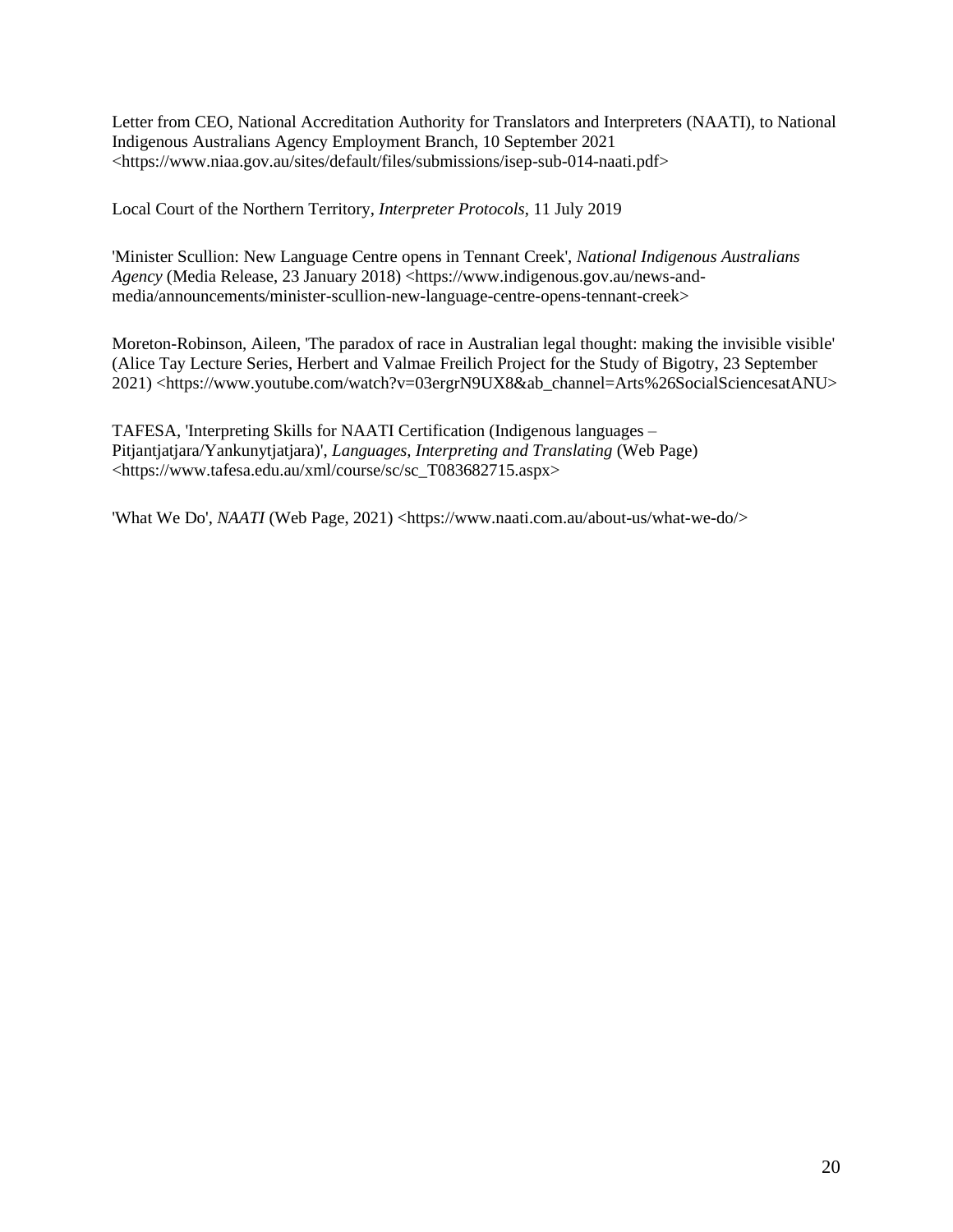Letter from CEO, National Accreditation Authority for Translators and Interpreters (NAATI), to National Indigenous Australians Agency Employment Branch, 10 September 2021 <https://www.niaa.gov.au/sites/default/files/submissions/isep-sub-014-naati.pdf>

Local Court of the Northern Territory, *Interpreter Protocols*, 11 July 2019

'Minister Scullion: New Language Centre opens in Tennant Creek', *National Indigenous Australians Agency* (Media Release, 23 January 2018) <https://www.indigenous.gov.au/news-and-media/announcements/minister-scullion-new-language-centre-opens-tennant-creek>

Moreton-Robinson, Aileen, 'The paradox of race in Australian legal thought: making the invisible visible' (Alice Tay Lecture Series, Herbert and Valmae Freilich Project for the Study of Bigotry, 23 September 2021) <https://www.youtube.com/watch?v=03ergrN9UX8&ab_channel=Arts%26SocialSciencesatANU>

TAFESA, 'Interpreting Skills for NAATI Certification (Indigenous languages – Pitjantjatjara/Yankunytjatjara)', *Languages, Interpreting and Translating* (Web Page) <https://www.tafesa.edu.au/xml/course/sc/sc_T083682715.aspx>

'What We Do', *NAATI* (Web Page, 2021) <https://www.naati.com.au/about-us/what-we-do/>